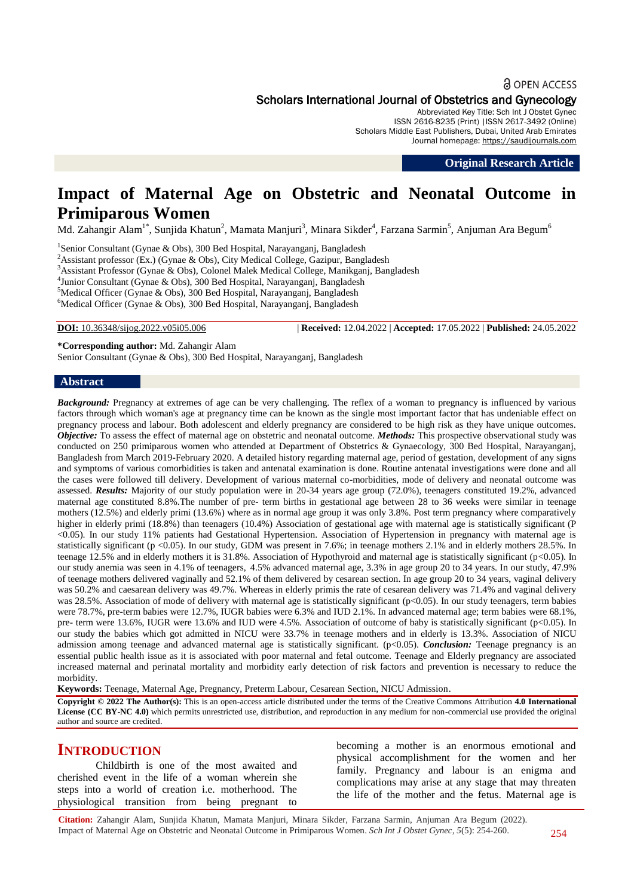OPEN ACCESS

Scholars International Journal of Obstetrics and Gynecology

Abbreviated Key Title: Sch Int J Obstet Gynec
ISSN 2616-8235 (Print) |ISSN 2617-3492 (Online)
Scholars Middle East Publishers, Dubai, United Arab Emirates
Journal homepage: https://saudijournals.com

**Original Research Article**

# Impact of Maternal Age on Obstetric and Neonatal Outcome in Primiparous Women

Md. Zahangir Alam[1*], Sunjida Khatun[2], Mamata Manjuri[3], Minara Sikder[4], Farzana Sarmin[5], Anjuman Ara Begum[6]

[1]Senior Consultant (Gynae & Obs), 300 Bed Hospital, Narayanganj, Bangladesh
[2]Assistant professor (Ex.) (Gynae & Obs), City Medical College, Gazipur, Bangladesh
[3]Assistant Professor (Gynae & Obs), Colonel Malek Medical College, Manikganj, Bangladesh
[4]Junior Consultant (Gynae & Obs), 300 Bed Hospital, Narayanganj, Bangladesh
[5]Medical Officer (Gynae & Obs), 300 Bed Hospital, Narayanganj, Bangladesh
[6]Medical Officer (Gynae & Obs), 300 Bed Hospital, Narayanganj, Bangladesh

**DOI:** 10.36348/sijog.2022.v05i05.006 | **Received:** 12.04.2022 | **Accepted:** 17.05.2022 | **Published:** 24.05.2022

**\*Corresponding author:** Md. Zahangir Alam
Senior Consultant (Gynae & Obs), 300 Bed Hospital, Narayanganj, Bangladesh

## Abstract

***Background:*** Pregnancy at extremes of age can be very challenging. The reflex of a woman to pregnancy is influenced by various factors through which woman's age at pregnancy time can be known as the single most important factor that has undeniable effect on pregnancy process and labour. Both adolescent and elderly pregnancy are considered to be high risk as they have unique outcomes. ***Objective:*** To assess the effect of maternal age on obstetric and neonatal outcome. ***Methods:*** This prospective observational study was conducted on 250 primiparous women who attended at Department of Obstetrics & Gynaecology, 300 Bed Hospital, Narayanganj, Bangladesh from March 2019-February 2020. A detailed history regarding maternal age, period of gestation, development of any signs and symptoms of various comorbidities is taken and antenatal examination is done. Routine antenatal investigations were done and all the cases were followed till delivery. Development of various maternal co-morbidities, mode of delivery and neonatal outcome was assessed. ***Results:*** Majority of our study population were in 20-34 years age group (72.0%), teenagers constituted 19.2%, advanced maternal age constituted 8.8%.The number of pre- term births in gestational age between 28 to 36 weeks were similar in teenage mothers (12.5%) and elderly primi (13.6%) where as in normal age group it was only 3.8%. Post term pregnancy where comparatively higher in elderly primi (18.8%) than teenagers (10.4%) Association of gestational age with maternal age is statistically significant ($P < 0.05$). In our study 11% patients had Gestational Hypertension. Association of Hypertension in pregnancy with maternal age is statistically significant ($p < 0.05$). In our study, GDM was present in 7.6%; in teenage mothers 2.1% and in elderly mothers 28.5%. In teenage 12.5% and in elderly mothers it is 31.8%. Association of Hypothyroid and maternal age is statistically significant ($p < 0.05$). In our study anemia was seen in 4.1% of teenagers, 4.5% advanced maternal age, 3.3% in age group 20 to 34 years. In our study, 47.9% of teenage mothers delivered vaginally and 52.1% of them delivered by cesarean section. In age group 20 to 34 years, vaginal delivery was 50.2% and caesarean delivery was 49.7%. Whereas in elderly primis the rate of cesarean delivery was 71.4% and vaginal delivery was 28.5%. Association of mode of delivery with maternal age is statistically significant ($p<0.05$). In our study teenagers, term babies were 78.7%, pre-term babies were 12.7%, IUGR babies were 6.3% and IUD 2.1%. In advanced maternal age; term babies were 68.1%, pre- term were 13.6%, IUGR were 13.6% and IUD were 4.5%. Association of outcome of baby is statistically significant ($p<0.05$). In our study the babies which got admitted in NICU were 33.7% in teenage mothers and in elderly is 13.3%. Association of NICU admission among teenage and advanced maternal age is statistically significant. ($p<0.05$). ***Conclusion:*** Teenage pregnancy is an essential public health issue as it is associated with poor maternal and fetal outcome. Teenage and Elderly pregnancy are associated increased maternal and perinatal mortality and morbidity early detection of risk factors and prevention is necessary to reduce the morbidity.

**Keywords:** Teenage, Maternal Age, Pregnancy, Preterm Labour, Cesarean Section, NICU Admission.

**Copyright © 2022 The Author(s):** This is an open-access article distributed under the terms of the Creative Commons Attribution **4.0 International License (CC BY-NC 4.0)** which permits unrestricted use, distribution, and reproduction in any medium for non-commercial use provided the original author and source are credited.

## INTRODUCTION

Childbirth is one of the most awaited and cherished event in the life of a woman wherein she steps into a world of creation i.e. motherhood. The physiological transition from being pregnant to becoming a mother is an enormous emotional and physical accomplishment for the women and her family. Pregnancy and labour is an enigma and complications may arise at any stage that may threaten the life of the mother and the fetus. Maternal age is

**Citation:** Zahangir Alam, Sunjida Khatun, Mamata Manjuri, Minara Sikder, Farzana Sarmin, Anjuman Ara Begum (2022). Impact of Maternal Age on Obstetric and Neonatal Outcome in Primiparous Women. *Sch Int J Obstet Gynec, 5*(5): 254-260.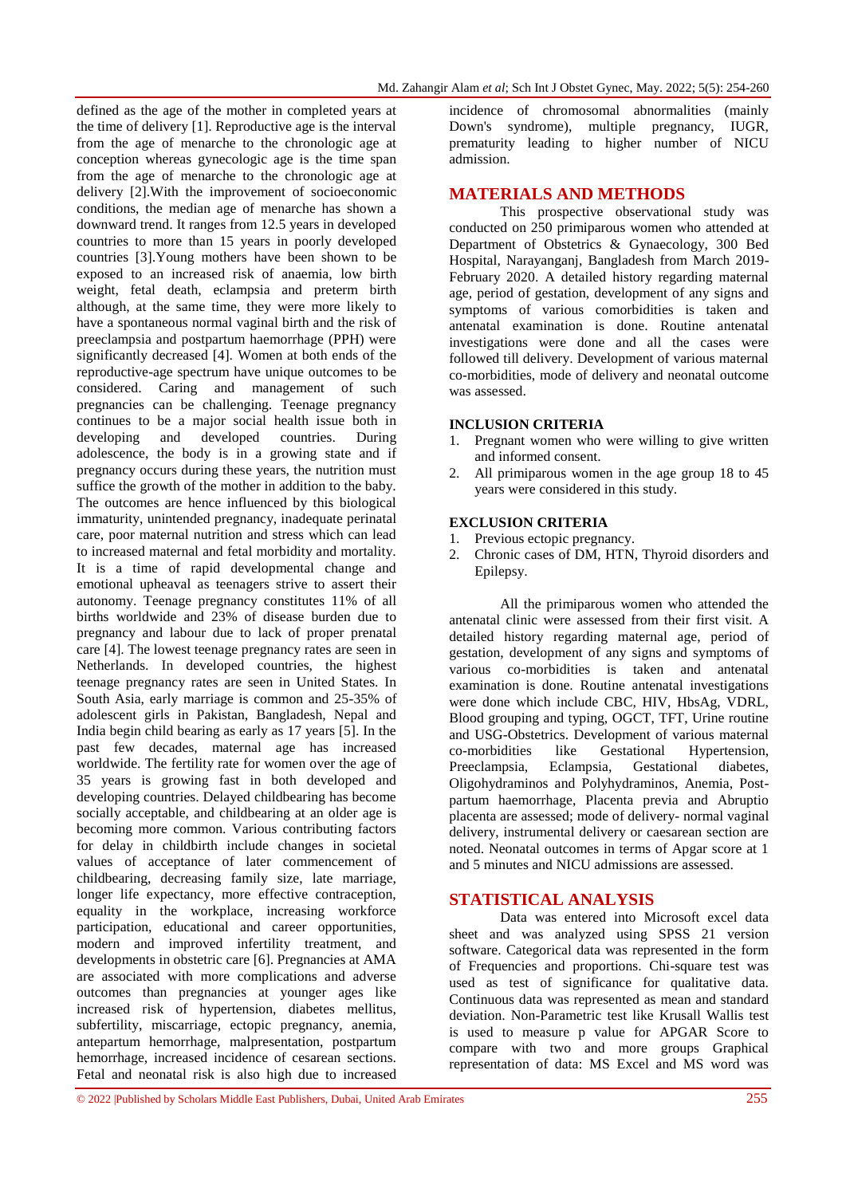defined as the age of the mother in completed years at the time of delivery [1]. Reproductive age is the interval from the age of menarche to the chronologic age at conception whereas gynecologic age is the time span from the age of menarche to the chronologic age at delivery [2].With the improvement of socioeconomic conditions, the median age of menarche has shown a downward trend. It ranges from 12.5 years in developed countries to more than 15 years in poorly developed countries [3].Young mothers have been shown to be exposed to an increased risk of anaemia, low birth weight, fetal death, eclampsia and preterm birth although, at the same time, they were more likely to have a spontaneous normal vaginal birth and the risk of preeclampsia and postpartum haemorrhage (PPH) were significantly decreased [4]. Women at both ends of the reproductive-age spectrum have unique outcomes to be considered. Caring and management of such pregnancies can be challenging. Teenage pregnancy continues to be a major social health issue both in developing and developed countries. During adolescence, the body is in a growing state and if pregnancy occurs during these years, the nutrition must suffice the growth of the mother in addition to the baby. The outcomes are hence influenced by this biological immaturity, unintended pregnancy, inadequate perinatal care, poor maternal nutrition and stress which can lead to increased maternal and fetal morbidity and mortality. It is a time of rapid developmental change and emotional upheaval as teenagers strive to assert their autonomy. Teenage pregnancy constitutes 11% of all births worldwide and 23% of disease burden due to pregnancy and labour due to lack of proper prenatal care [4]. The lowest teenage pregnancy rates are seen in Netherlands. In developed countries, the highest teenage pregnancy rates are seen in United States. In South Asia, early marriage is common and 25-35% of adolescent girls in Pakistan, Bangladesh, Nepal and India begin child bearing as early as 17 years [5]. In the past few decades, maternal age has increased worldwide. The fertility rate for women over the age of 35 years is growing fast in both developed and developing countries. Delayed childbearing has become socially acceptable, and childbearing at an older age is becoming more common. Various contributing factors for delay in childbirth include changes in societal values of acceptance of later commencement of childbearing, decreasing family size, late marriage, longer life expectancy, more effective contraception, equality in the workplace, increasing workforce participation, educational and career opportunities, modern and improved infertility treatment, and developments in obstetric care [6]. Pregnancies at AMA are associated with more complications and adverse outcomes than pregnancies at younger ages like increased risk of hypertension, diabetes mellitus, subfertility, miscarriage, ectopic pregnancy, anemia, antepartum hemorrhage, malpresentation, postpartum hemorrhage, increased incidence of cesarean sections. Fetal and neonatal risk is also high due to increased incidence of chromosomal abnormalities (mainly Down's syndrome), multiple pregnancy, IUGR, prematurity leading to higher number of NICU admission.

## MATERIALS AND METHODS

This prospective observational study was conducted on 250 primiparous women who attended at Department of Obstetrics & Gynaecology, 300 Bed Hospital, Narayanganj, Bangladesh from March 2019-February 2020. A detailed history regarding maternal age, period of gestation, development of any signs and symptoms of various comorbidities is taken and antenatal examination is done. Routine antenatal investigations were done and all the cases were followed till delivery. Development of various maternal co-morbidities, mode of delivery and neonatal outcome was assessed.

### INCLUSION CRITERIA

1. Pregnant women who were willing to give written and informed consent.
2. All primiparous women in the age group 18 to 45 years were considered in this study.

### EXCLUSION CRITERIA

1. Previous ectopic pregnancy.
2. Chronic cases of DM, HTN, Thyroid disorders and Epilepsy.

All the primiparous women who attended the antenatal clinic were assessed from their first visit. A detailed history regarding maternal age, period of gestation, development of any signs and symptoms of various co-morbidities is taken and antenatal examination is done. Routine antenatal investigations were done which include CBC, HIV, HbsAg, VDRL, Blood grouping and typing, OGCT, TFT, Urine routine and USG-Obstetrics. Development of various maternal co-morbidities like Gestational Hypertension, Preeclampsia, Eclampsia, Gestational diabetes, Oligohydraminos and Polyhydraminos, Anemia, Post-partum haemorrhage, Placenta previa and Abruptio placenta are assessed; mode of delivery- normal vaginal delivery, instrumental delivery or caesarean section are noted. Neonatal outcomes in terms of Apgar score at 1 and 5 minutes and NICU admissions are assessed.

## STATISTICAL ANALYSIS

Data was entered into Microsoft excel data sheet and was analyzed using SPSS 21 version software. Categorical data was represented in the form of Frequencies and proportions. Chi-square test was used as test of significance for qualitative data. Continuous data was represented as mean and standard deviation. Non-Parametric test like Krusall Wallis test is used to measure p value for APGAR Score to compare with two and more groups Graphical representation of data: MS Excel and MS word was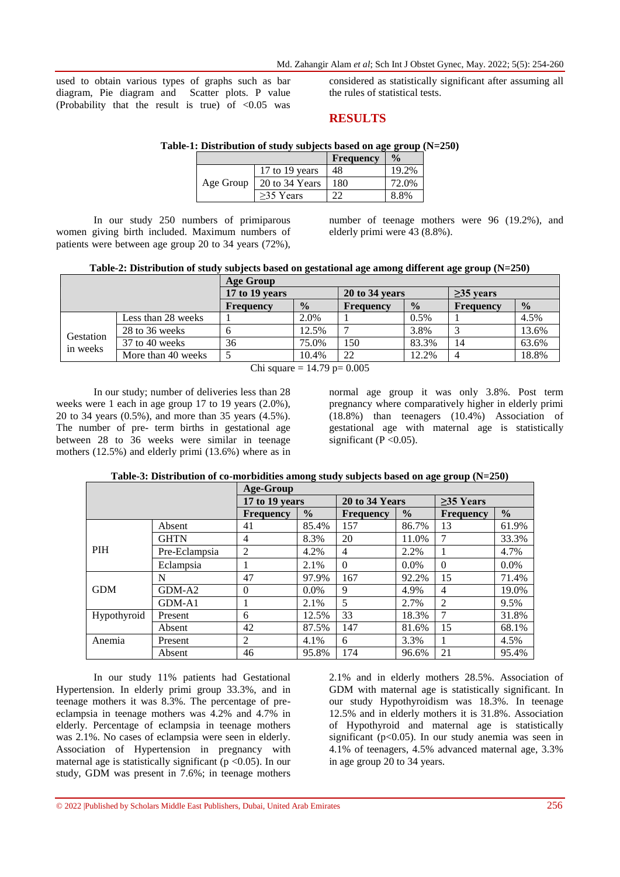used to obtain various types of graphs such as bar diagram, Pie diagram and Scatter plots. P value (Probability that the result is true) of <0.05 was considered as statistically significant after assuming all the rules of statistical tests.

## RESULTS

**Table-1: Distribution of study subjects based on age group (N=250)**

| | | Frequency | % |
|---|---|---|---|
| Age Group | 17 to 19 years | 48 | 19.2% |
| | 20 to 34 Years | 180 | 72.0% |
| | ≥35 Years | 22 | 8.8% |

In our study 250 numbers of primiparous women giving birth included. Maximum numbers of patients were between age group 20 to 34 years (72%), number of teenage mothers were 96 (19.2%), and elderly primi were 43 (8.8%).

**Table-2: Distribution of study subjects based on gestational age among different age group (N=250)**

| | | Age Group | | | | | |
|---|---|---|---|---|---|---|---|
| | | 17 to 19 years | | 20 to 34 years | | ≥35 years | |
| | | Frequency | % | Frequency | % | Frequency | % |
| Gestation in weeks | Less than 28 weeks | 1 | 2.0% | 1 | 0.5% | 1 | 4.5% |
| | 28 to 36 weeks | 6 | 12.5% | 7 | 3.8% | 3 | 13.6% |
| | 37 to 40 weeks | 36 | 75.0% | 150 | 83.3% | 14 | 63.6% |
| | More than 40 weeks | 5 | 10.4% | 22 | 12.2% | 4 | 18.8% |

Chi square = 14.79 p= 0.005

In our study; number of deliveries less than 28 weeks were 1 each in age group 17 to 19 years (2.0%), 20 to 34 years (0.5%), and more than 35 years (4.5%). The number of pre- term births in gestational age between 28 to 36 weeks were similar in teenage mothers (12.5%) and elderly primi (13.6%) where as in normal age group it was only 3.8%. Post term pregnancy where comparatively higher in elderly primi (18.8%) than teenagers (10.4%) Association of gestational age with maternal age is statistically significant (P <0.05).

**Table-3: Distribution of co-morbidities among study subjects based on age group (N=250)**

| | | Age-Group | | | | | |
|---|---|---|---|---|---|---|---|
| | | 17 to 19 years | | 20 to 34 Years | | ≥35 Years | |
| | | Frequency | % | Frequency | % | Frequency | % |
| PIH | Absent | 41 | 85.4% | 157 | 86.7% | 13 | 61.9% |
| | GHTN | 4 | 8.3% | 20 | 11.0% | 7 | 33.3% |
| | Pre-Eclampsia | 2 | 4.2% | 4 | 2.2% | 1 | 4.7% |
| | Eclampsia | 1 | 2.1% | 0 | 0.0% | 0 | 0.0% |
| GDM | N | 47 | 97.9% | 167 | 92.2% | 15 | 71.4% |
| | GDM-A2 | 0 | 0.0% | 9 | 4.9% | 4 | 19.0% |
| | GDM-A1 | 1 | 2.1% | 5 | 2.7% | 2 | 9.5% |
| Hypothyroid | Present | 6 | 12.5% | 33 | 18.3% | 7 | 31.8% |
| | Absent | 42 | 87.5% | 147 | 81.6% | 15 | 68.1% |
| Anemia | Present | 2 | 4.1% | 6 | 3.3% | 1 | 4.5% |
| | Absent | 46 | 95.8% | 174 | 96.6% | 21 | 95.4% |

In our study 11% patients had Gestational Hypertension. In elderly primi group 33.3%, and in teenage mothers it was 8.3%. The percentage of pre-eclampsia in teenage mothers was 4.2% and 4.7% in elderly. Percentage of eclampsia in teenage mothers was 2.1%. No cases of eclampsia were seen in elderly. Association of Hypertension in pregnancy with maternal age is statistically significant (p <0.05). In our study, GDM was present in 7.6%; in teenage mothers 2.1% and in elderly mothers 28.5%. Association of GDM with maternal age is statistically significant. In our study Hypothyroidism was 18.3%. In teenage 12.5% and in elderly mothers it is 31.8%. Association of Hypothyroid and maternal age is statistically significant (p<0.05). In our study anemia was seen in 4.1% of teenagers, 4.5% advanced maternal age, 3.3% in age group 20 to 34 years.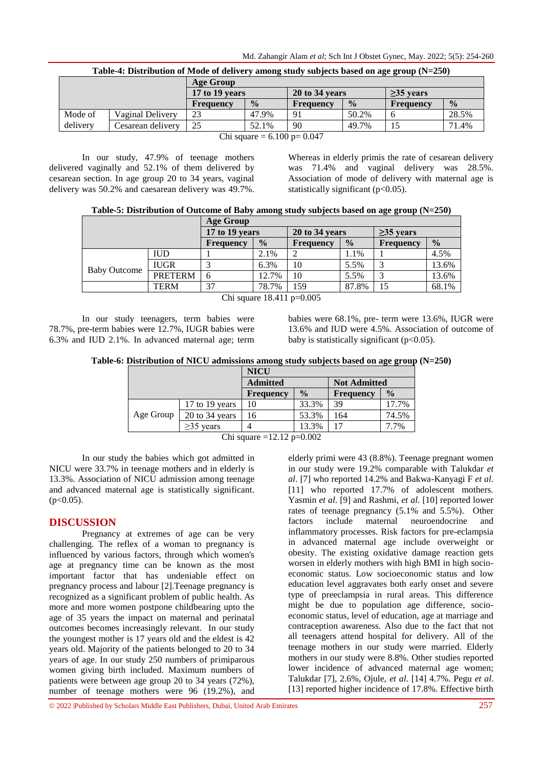**Table-4: Distribution of Mode of delivery among study subjects based on age group (N=250)**

| | | Age Group | | | | | |
|---|---|---|---|---|---|---|---|
| | | 17 to 19 years | | 20 to 34 years | | ≥35 years | |
| | | Frequency | % | Frequency | % | Frequency | % |
| Mode of delivery | Vaginal Delivery | 23 | 47.9% | 91 | 50.2% | 6 | 28.5% |
| | Cesarean delivery | 25 | 52.1% | 90 | 49.7% | 15 | 71.4% |

Chi square = 6.100 p= 0.047

In our study, 47.9% of teenage mothers delivered vaginally and 52.1% of them delivered by cesarean section. In age group 20 to 34 years, vaginal delivery was 50.2% and caesarean delivery was 49.7%. Whereas in elderly primis the rate of cesarean delivery was 71.4% and vaginal delivery was 28.5%. Association of mode of delivery with maternal age is statistically significant ($p<0.05$).

**Table-5: Distribution of Outcome of Baby among study subjects based on age group (N=250)**

| | | Age Group | | | | | |
|---|---|---|---|---|---|---|---|
| | | 17 to 19 years | | 20 to 34 years | | ≥35 years | |
| | | Frequency | % | Frequency | % | Frequency | % |
| Baby Outcome | IUD | 1 | 2.1% | 2 | 1.1% | 1 | 4.5% |
| | IUGR | 3 | 6.3% | 10 | 5.5% | 3 | 13.6% |
| | PRETERM | 6 | 12.7% | 10 | 5.5% | 3 | 13.6% |
| | TERM | 37 | 78.7% | 159 | 87.8% | 15 | 68.1% |

Chi square 18.411 p=0.005

In our study teenagers, term babies were 78.7%, pre-term babies were 12.7%, IUGR babies were 6.3% and IUD 2.1%. In advanced maternal age; term babies were 68.1%, pre- term were 13.6%, IUGR were 13.6% and IUD were 4.5%. Association of outcome of baby is statistically significant ($p<0.05$).

**Table-6: Distribution of NICU admissions among study subjects based on age group (N=250)**

| | | NICU | | | |
|---|---|---|---|---|---|
| | | Admitted | | Not Admitted | |
| | | Frequency | % | Frequency | % |
| Age Group | 17 to 19 years | 10 | 33.3% | 39 | 17.7% |
| | 20 to 34 years | 16 | 53.3% | 164 | 74.5% |
| | ≥35 years | 4 | 13.3% | 17 | 7.7% |

Chi square =12.12 p=0.002

In our study the babies which got admitted in NICU were 33.7% in teenage mothers and in elderly is 13.3%. Association of NICU admission among teenage and advanced maternal age is statistically significant. ($p<0.05$).

## DISCUSSION

Pregnancy at extremes of age can be very challenging. The reflex of a woman to pregnancy is influenced by various factors, through which women's age at pregnancy time can be known as the most important factor that has undeniable effect on pregnancy process and labour [2].Teenage pregnancy is recognized as a significant problem of public health. As more and more women postpone childbearing upto the age of 35 years the impact on maternal and perinatal outcomes becomes increasingly relevant. In our study the youngest mother is 17 years old and the eldest is 42 years old. Majority of the patients belonged to 20 to 34 years of age. In our study 250 numbers of primiparous women giving birth included. Maximum numbers of patients were between age group 20 to 34 years (72%), number of teenage mothers were 96 (19.2%), and elderly primi were 43 (8.8%). Teenage pregnant women in our study were 19.2% comparable with Talukdar *et al*. [7] who reported 14.2% and Bakwa-Kanyagi F *et al*. [11] who reported 17.7% of adolescent mothers. Yasmin *et al*. [9] and Rashmi, *et al*. [10] reported lower rates of teenage pregnancy (5.1% and 5.5%). Other factors include maternal neuroendocrine and inflammatory processes. Risk factors for pre-eclampsia in advanced maternal age include overweight or obesity. The existing oxidative damage reaction gets worsen in elderly mothers with high BMI in high socio-economic status. Low socioeconomic status and low education level aggravates both early onset and severe type of preeclampsia in rural areas. This difference might be due to population age difference, socio-economic status, level of education, age at marriage and contraception awareness. Also due to the fact that not all teenagers attend hospital for delivery. All of the teenage mothers in our study were married. Elderly mothers in our study were 8.8%. Other studies reported lower incidence of advanced maternal age women; Talukdar [7], 2.6%, Ojule, *et al*. [14] 4.7%. Pegu *et al*. [13] reported higher incidence of 17.8%. Effective birth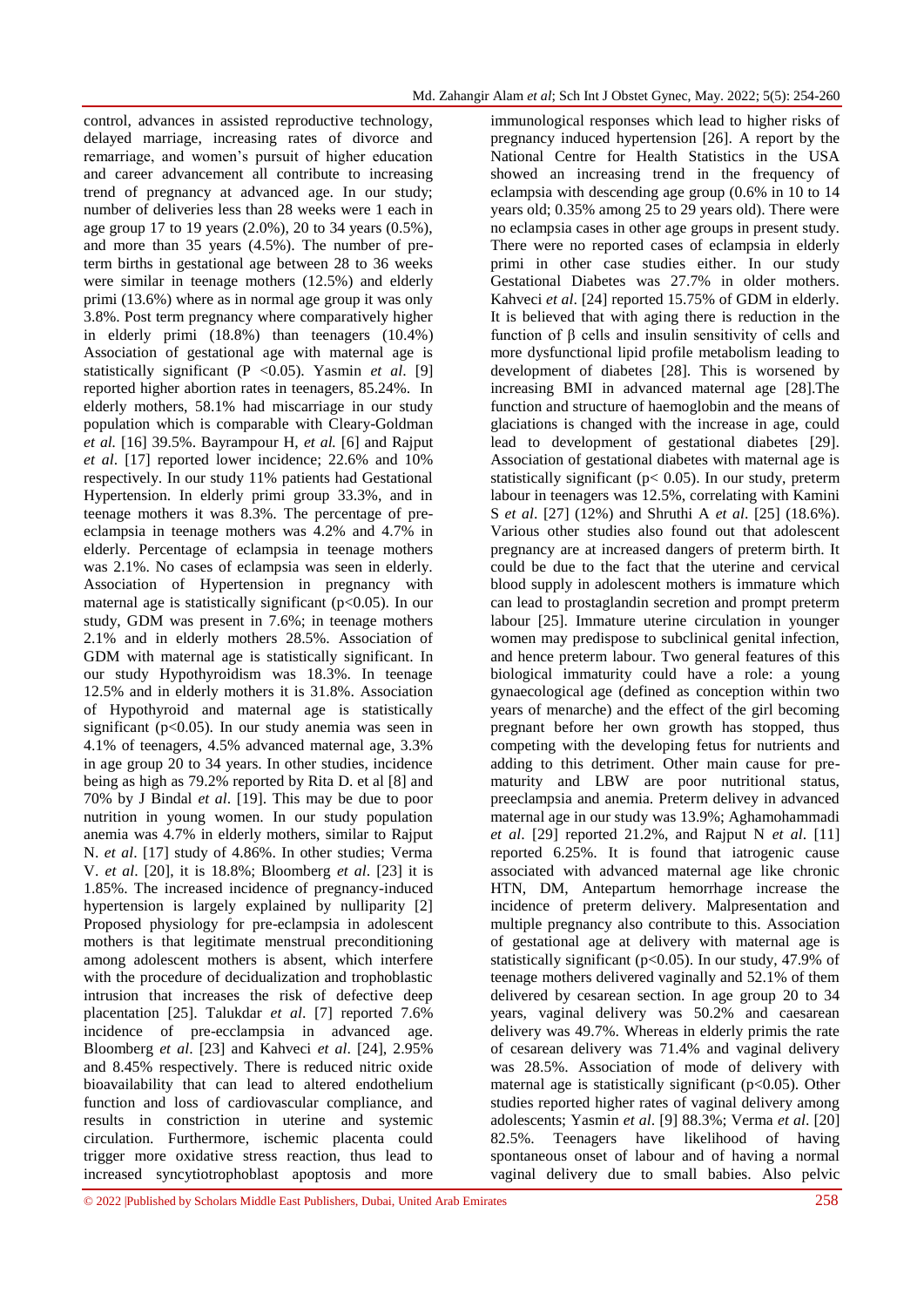control, advances in assisted reproductive technology, delayed marriage, increasing rates of divorce and remarriage, and women's pursuit of higher education and career advancement all contribute to increasing trend of pregnancy at advanced age. In our study; number of deliveries less than 28 weeks were 1 each in age group 17 to 19 years (2.0%), 20 to 34 years (0.5%), and more than 35 years (4.5%). The number of preterm births in gestational age between 28 to 36 weeks were similar in teenage mothers (12.5%) and elderly primi (13.6%) where as in normal age group it was only 3.8%. Post term pregnancy where comparatively higher in elderly primi (18.8%) than teenagers (10.4%) Association of gestational age with maternal age is statistically significant ($P < 0.05$). Yasmin *et al*. [9] reported higher abortion rates in teenagers, 85.24%. In elderly mothers, 58.1% had miscarriage in our study population which is comparable with Cleary-Goldman *et al.* [16] 39.5%. Bayrampour H, *et al.* [6] and Rajput *et al*. [17] reported lower incidence; 22.6% and 10% respectively. In our study 11% patients had Gestational Hypertension. In elderly primi group 33.3%, and in teenage mothers it was 8.3%. The percentage of pre-eclampsia in teenage mothers was 4.2% and 4.7% in elderly. Percentage of eclampsia in teenage mothers was 2.1%. No cases of eclampsia was seen in elderly. Association of Hypertension in pregnancy with maternal age is statistically significant ($p<0.05$). In our study, GDM was present in 7.6%; in teenage mothers 2.1% and in elderly mothers 28.5%. Association of GDM with maternal age is statistically significant. In our study Hypothyroidism was 18.3%. In teenage 12.5% and in elderly mothers it is 31.8%. Association of Hypothyroid and maternal age is statistically significant ($p<0.05$). In our study anemia was seen in 4.1% of teenagers, 4.5% advanced maternal age, 3.3% in age group 20 to 34 years. In other studies, incidence being as high as 79.2% reported by Rita D. et al [8] and 70% by J Bindal *et al*. [19]. This may be due to poor nutrition in young women. In our study population anemia was 4.7% in elderly mothers, similar to Rajput N. *et al*. [17] study of 4.86%. In other studies; Verma V. *et al*. [20], it is 18.8%; Bloomberg *et al*. [23] it is 1.85%. The increased incidence of pregnancy-induced hypertension is largely explained by nulliparity [2] Proposed physiology for pre-eclampsia in adolescent mothers is that legitimate menstrual preconditioning among adolescent mothers is absent, which interfere with the procedure of decidualization and trophoblastic intrusion that increases the risk of defective deep placentation [25]. Talukdar *et al*. [7] reported 7.6% incidence of pre-ecclampsia in advanced age. Bloomberg *et al*. [23] and Kahveci *et al*. [24], 2.95% and 8.45% respectively. There is reduced nitric oxide bioavailability that can lead to altered endothelium function and loss of cardiovascular compliance, and results in constriction in uterine and systemic circulation. Furthermore, ischemic placenta could trigger more oxidative stress reaction, thus lead to increased syncytiotrophoblast apoptosis and more immunological responses which lead to higher risks of pregnancy induced hypertension [26]. A report by the National Centre for Health Statistics in the USA showed an increasing trend in the frequency of eclampsia with descending age group (0.6% in 10 to 14 years old; 0.35% among 25 to 29 years old). There were no eclampsia cases in other age groups in present study. There were no reported cases of eclampsia in elderly primi in other case studies either. In our study Gestational Diabetes was 27.7% in older mothers. Kahveci *et al*. [24] reported 15.75% of GDM in elderly. It is believed that with aging there is reduction in the function of β cells and insulin sensitivity of cells and more dysfunctional lipid profile metabolism leading to development of diabetes [28]. This is worsened by increasing BMI in advanced maternal age [28].The function and structure of haemoglobin and the means of glaciations is changed with the increase in age, could lead to development of gestational diabetes [29]. Association of gestational diabetes with maternal age is statistically significant ($p< 0.05$). In our study, preterm labour in teenagers was 12.5%, correlating with Kamini S *et al*. [27] (12%) and Shruthi A *et al*. [25] (18.6%). Various other studies also found out that adolescent pregnancy are at increased dangers of preterm birth. It could be due to the fact that the uterine and cervical blood supply in adolescent mothers is immature which can lead to prostaglandin secretion and prompt preterm labour [25]. Immature uterine circulation in younger women may predispose to subclinical genital infection, and hence preterm labour. Two general features of this biological immaturity could have a role: a young gynaecological age (defined as conception within two years of menarche) and the effect of the girl becoming pregnant before her own growth has stopped, thus competing with the developing fetus for nutrients and adding to this detriment. Other main cause for prematurity and LBW are poor nutritional status, preeclampsia and anemia. Preterm delivey in advanced maternal age in our study was 13.9%; Aghamohammadi *et al*. [29] reported 21.2%, and Rajput N *et al*. [11] reported 6.25%. It is found that iatrogenic cause associated with advanced maternal age like chronic HTN, DM, Antepartum hemorrhage increase the incidence of preterm delivery. Malpresentation and multiple pregnancy also contribute to this. Association of gestational age at delivery with maternal age is statistically significant ($p<0.05$). In our study, 47.9% of teenage mothers delivered vaginally and 52.1% of them delivered by cesarean section. In age group 20 to 34 years, vaginal delivery was 50.2% and caesarean delivery was 49.7%. Whereas in elderly primis the rate of cesarean delivery was 71.4% and vaginal delivery was 28.5%. Association of mode of delivery with maternal age is statistically significant ($p<0.05$). Other studies reported higher rates of vaginal delivery among adolescents; Yasmin *et al*. [9] 88.3%; Verma *et al*. [20] 82.5%. Teenagers have likelihood of having spontaneous onset of labour and of having a normal vaginal delivery due to small babies. Also pelvic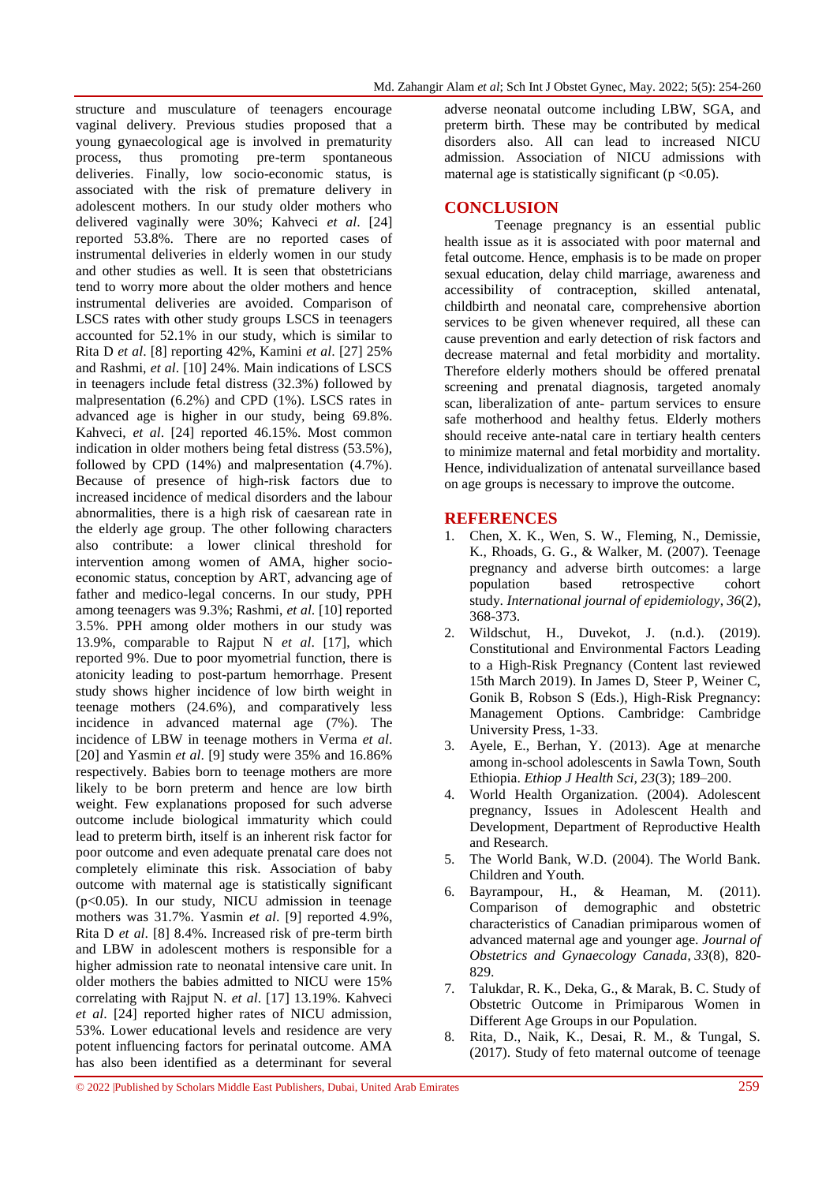structure and musculature of teenagers encourage vaginal delivery. Previous studies proposed that a young gynaecological age is involved in prematurity process, thus promoting pre-term spontaneous deliveries. Finally, low socio-economic status, is associated with the risk of premature delivery in adolescent mothers. In our study older mothers who delivered vaginally were 30%; Kahveci *et al*. [24] reported 53.8%. There are no reported cases of instrumental deliveries in elderly women in our study and other studies as well. It is seen that obstetricians tend to worry more about the older mothers and hence instrumental deliveries are avoided. Comparison of LSCS rates with other study groups LSCS in teenagers accounted for 52.1% in our study, which is similar to Rita D *et al*. [8] reporting 42%, Kamini *et al*. [27] 25% and Rashmi, *et al*. [10] 24%. Main indications of LSCS in teenagers include fetal distress (32.3%) followed by malpresentation (6.2%) and CPD (1%). LSCS rates in advanced age is higher in our study, being 69.8%. Kahveci, *et al*. [24] reported 46.15%. Most common indication in older mothers being fetal distress (53.5%), followed by CPD (14%) and malpresentation (4.7%). Because of presence of high-risk factors due to increased incidence of medical disorders and the labour abnormalities, there is a high risk of caesarean rate in the elderly age group. The other following characters also contribute: a lower clinical threshold for intervention among women of AMA, higher socio-economic status, conception by ART, advancing age of father and medico-legal concerns. In our study, PPH among teenagers was 9.3%; Rashmi, *et al*. [10] reported 3.5%. PPH among older mothers in our study was 13.9%, comparable to Rajput N *et al*. [17], which reported 9%. Due to poor myometrial function, there is atonicity leading to post-partum hemorrhage. Present study shows higher incidence of low birth weight in teenage mothers (24.6%), and comparatively less incidence in advanced maternal age (7%). The incidence of LBW in teenage mothers in Verma *et al*. [20] and Yasmin *et al*. [9] study were 35% and 16.86% respectively. Babies born to teenage mothers are more likely to be born preterm and hence are low birth weight. Few explanations proposed for such adverse outcome include biological immaturity which could lead to preterm birth, itself is an inherent risk factor for poor outcome and even adequate prenatal care does not completely eliminate this risk. Association of baby outcome with maternal age is statistically significant ($p<0.05$). In our study, NICU admission in teenage mothers was 31.7%. Yasmin *et al*. [9] reported 4.9%, Rita D *et al*. [8] 8.4%. Increased risk of pre-term birth and LBW in adolescent mothers is responsible for a higher admission rate to neonatal intensive care unit. In older mothers the babies admitted to NICU were 15% correlating with Rajput N. *et al*. [17] 13.19%. Kahveci *et al*. [24] reported higher rates of NICU admission, 53%. Lower educational levels and residence are very potent influencing factors for perinatal outcome. AMA has also been identified as a determinant for several adverse neonatal outcome including LBW, SGA, and preterm birth. These may be contributed by medical disorders also. All can lead to increased NICU admission. Association of NICU admissions with maternal age is statistically significant ($p <0.05$).

## CONCLUSION

Teenage pregnancy is an essential public health issue as it is associated with poor maternal and fetal outcome. Hence, emphasis is to be made on proper sexual education, delay child marriage, awareness and accessibility of contraception, skilled antenatal, childbirth and neonatal care, comprehensive abortion services to be given whenever required, all these can cause prevention and early detection of risk factors and decrease maternal and fetal morbidity and mortality. Therefore elderly mothers should be offered prenatal screening and prenatal diagnosis, targeted anomaly scan, liberalization of ante- partum services to ensure safe motherhood and healthy fetus. Elderly mothers should receive ante-natal care in tertiary health centers to minimize maternal and fetal morbidity and mortality. Hence, individualization of antenatal surveillance based on age groups is necessary to improve the outcome.

## REFERENCES

1. Chen, X. K., Wen, S. W., Fleming, N., Demissie, K., Rhoads, G. G., & Walker, M. (2007). Teenage pregnancy and adverse birth outcomes: a large population based retrospective cohort study. *International journal of epidemiology*, *36*(2), 368-373.
2. Wildschut, H., Duvekot, J. (n.d.). (2019). Constitutional and Environmental Factors Leading to a High-Risk Pregnancy (Content last reviewed 15th March 2019). In James D, Steer P, Weiner C, Gonik B, Robson S (Eds.), High-Risk Pregnancy: Management Options. Cambridge: Cambridge University Press, 1-33.
3. Ayele, E., Berhan, Y. (2013). Age at menarche among in-school adolescents in Sawla Town, South Ethiopia. *Ethiop J Health Sci*, *23*(3); 189–200.
4. World Health Organization. (2004). Adolescent pregnancy, Issues in Adolescent Health and Development, Department of Reproductive Health and Research.
5. The World Bank, W.D. (2004). The World Bank. Children and Youth.
6. Bayrampour, H., & Heaman, M. (2011). Comparison of demographic and obstetric characteristics of Canadian primiparous women of advanced maternal age and younger age. *Journal of Obstetrics and Gynaecology Canada*, *33*(8), 820-829.
7. Talukdar, R. K., Deka, G., & Marak, B. C. Study of Obstetric Outcome in Primiparous Women in Different Age Groups in our Population.
8. Rita, D., Naik, K., Desai, R. M., & Tungal, S. (2017). Study of feto maternal outcome of teenage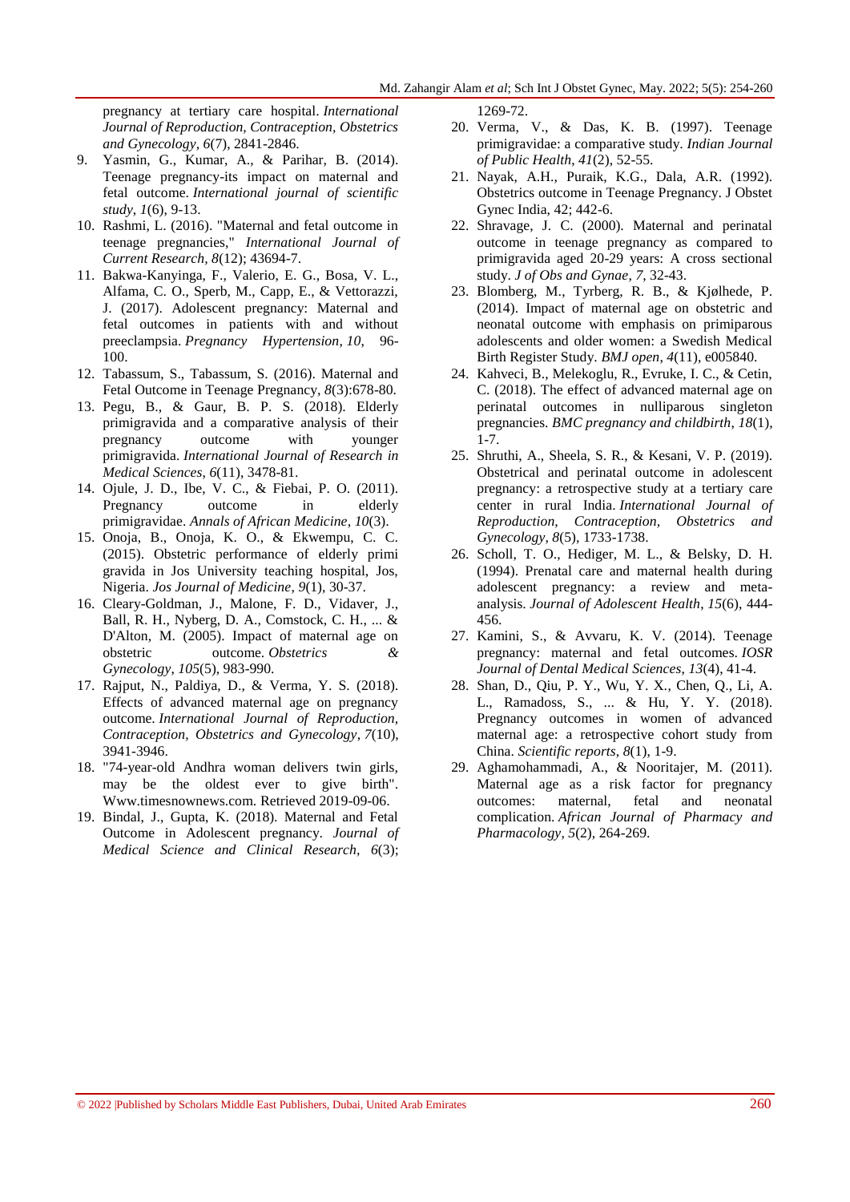pregnancy at tertiary care hospital. *International Journal of Reproduction, Contraception, Obstetrics and Gynecology*, *6*(7), 2841-2846.

9. Yasmin, G., Kumar, A., & Parihar, B. (2014). Teenage pregnancy-its impact on maternal and fetal outcome. *International journal of scientific study*, *1*(6), 9-13.
10. Rashmi, L. (2016). "Maternal and fetal outcome in teenage pregnancies," *International Journal of Current Research, 8*(12); 43694-7.
11. Bakwa-Kanyinga, F., Valerio, E. G., Bosa, V. L., Alfama, C. O., Sperb, M., Capp, E., & Vettorazzi, J. (2017). Adolescent pregnancy: Maternal and fetal outcomes in patients with and without preeclampsia. *Pregnancy Hypertension*, *10*, 96-100.
12. Tabassum, S., Tabassum, S. (2016). Maternal and Fetal Outcome in Teenage Pregnancy, *8*(3):678-80.
13. Pegu, B., & Gaur, B. P. S. (2018). Elderly primigravida and a comparative analysis of their pregnancy outcome with younger primigravida. *International Journal of Research in Medical Sciences*, *6*(11), 3478-81.
14. Ojule, J. D., Ibe, V. C., & Fiebai, P. O. (2011). Pregnancy outcome in elderly primigravidae. *Annals of African Medicine*, *10*(3).
15. Onoja, B., Onoja, K. O., & Ekwempu, C. C. (2015). Obstetric performance of elderly primi gravida in Jos University teaching hospital, Jos, Nigeria. *Jos Journal of Medicine*, *9*(1), 30-37.
16. Cleary-Goldman, J., Malone, F. D., Vidaver, J., Ball, R. H., Nyberg, D. A., Comstock, C. H., ... & D'Alton, M. (2005). Impact of maternal age on obstetric outcome. *Obstetrics & Gynecology*, *105*(5), 983-990.
17. Rajput, N., Paldiya, D., & Verma, Y. S. (2018). Effects of advanced maternal age on pregnancy outcome. *International Journal of Reproduction, Contraception, Obstetrics and Gynecology*, *7*(10), 3941-3946.
18. "74-year-old Andhra woman delivers twin girls, may be the oldest ever to give birth". Www.timesnownews.com. Retrieved 2019-09-06.
19. Bindal, J., Gupta, K. (2018). Maternal and Fetal Outcome in Adolescent pregnancy. *Journal of Medical Science and Clinical Research, 6*(3); 1269-72.
20. Verma, V., & Das, K. B. (1997). Teenage primigravidae: a comparative study. *Indian Journal of Public Health*, *41*(2), 52-55.
21. Nayak, A.H., Puraik, K.G., Dala, A.R. (1992). Obstetrics outcome in Teenage Pregnancy. J Obstet Gynec India, 42; 442-6.
22. Shravage, J. C. (2000). Maternal and perinatal outcome in teenage pregnancy as compared to primigravida aged 20-29 years: A cross sectional study. *J of Obs and Gynae*, *7*, 32-43.
23. Blomberg, M., Tyrberg, R. B., & Kjølhede, P. (2014). Impact of maternal age on obstetric and neonatal outcome with emphasis on primiparous adolescents and older women: a Swedish Medical Birth Register Study. *BMJ open*, *4*(11), e005840.
24. Kahveci, B., Melekoglu, R., Evruke, I. C., & Cetin, C. (2018). The effect of advanced maternal age on perinatal outcomes in nulliparous singleton pregnancies. *BMC pregnancy and childbirth*, *18*(1), 1-7.
25. Shruthi, A., Sheela, S. R., & Kesani, V. P. (2019). Obstetrical and perinatal outcome in adolescent pregnancy: a retrospective study at a tertiary care center in rural India. *International Journal of Reproduction, Contraception, Obstetrics and Gynecology*, *8*(5), 1733-1738.
26. Scholl, T. O., Hediger, M. L., & Belsky, D. H. (1994). Prenatal care and maternal health during adolescent pregnancy: a review and meta-analysis. *Journal of Adolescent Health*, *15*(6), 444-456.
27. Kamini, S., & Avvaru, K. V. (2014). Teenage pregnancy: maternal and fetal outcomes. *IOSR Journal of Dental Medical Sciences*, *13*(4), 41-4.
28. Shan, D., Qiu, P. Y., Wu, Y. X., Chen, Q., Li, A. L., Ramadoss, S., ... & Hu, Y. Y. (2018). Pregnancy outcomes in women of advanced maternal age: a retrospective cohort study from China. *Scientific reports*, *8*(1), 1-9.
29. Aghamohammadi, A., & Nooritajer, M. (2011). Maternal age as a risk factor for pregnancy outcomes: maternal, fetal and neonatal complication. *African Journal of Pharmacy and Pharmacology*, *5*(2), 264-269.